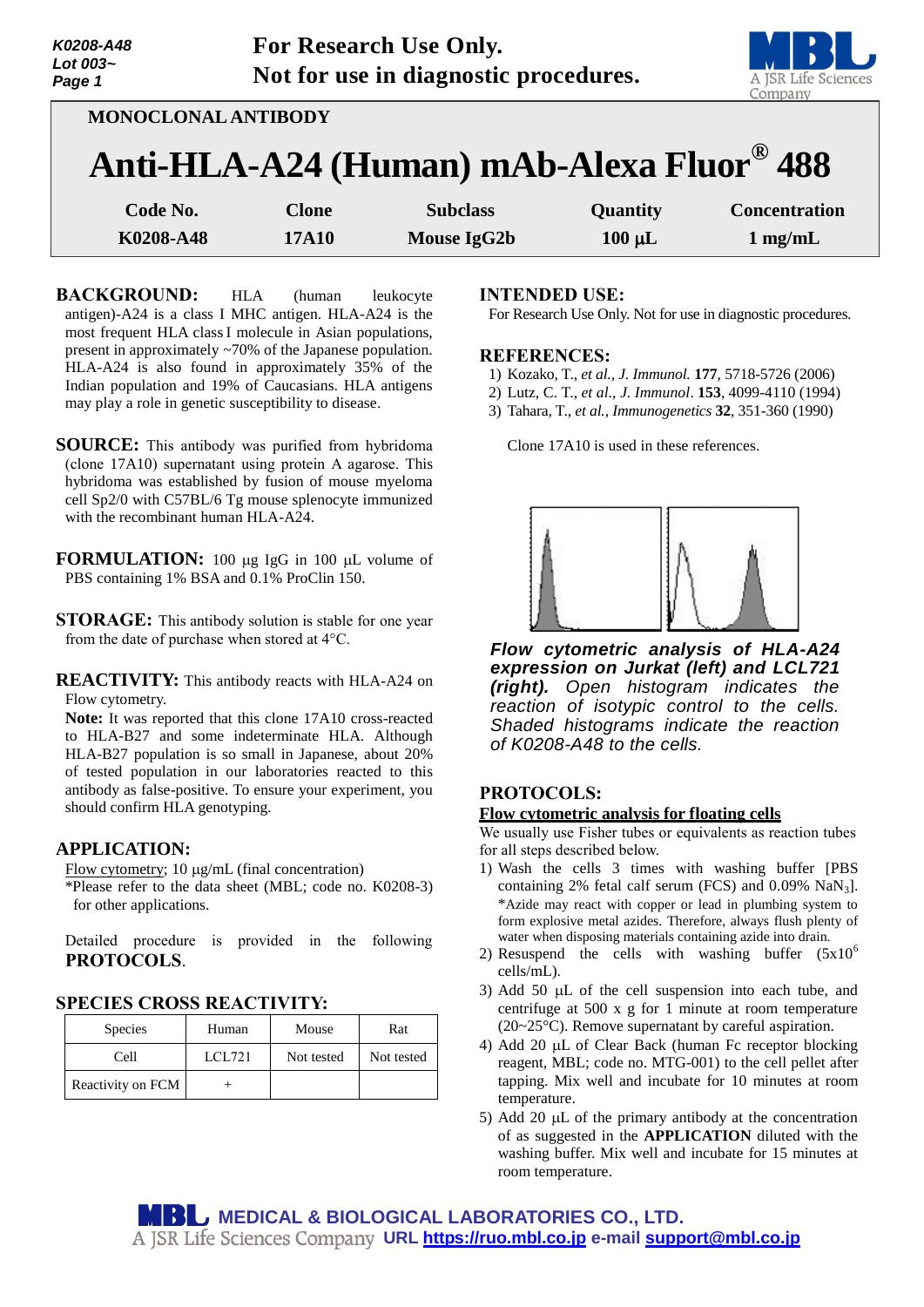For Research Use Only.
Not for use in diagnostic procedures.

MONOCLONAL ANTIBODY

# Anti-HLA-A24 (Human) mAb-Alexa Fluor® 488

| Code No. | Clone | Subclass | Quantity | Concentration |
|---|---|---|---|---|
| K0208-A48 | 17A10 | Mouse IgG2b | 100 µL | 1 mg/mL |

**BACKGROUND:** HLA (human leukocyte antigen)-A24 is a class I MHC antigen. HLA-A24 is the most frequent HLA class I molecule in Asian populations, present in approximately ~70% of the Japanese population. HLA-A24 is also found in approximately 35% of the Indian population and 19% of Caucasians. HLA antigens may play a role in genetic susceptibility to disease.

**SOURCE:** This antibody was purified from hybridoma (clone 17A10) supernatant using protein A agarose. This hybridoma was established by fusion of mouse myeloma cell Sp2/0 with C57BL/6 Tg mouse splenocyte immunized with the recombinant human HLA-A24.

**FORMULATION:** 100 µg IgG in 100 µL volume of PBS containing 1% BSA and 0.1% ProClin 150.

**STORAGE:** This antibody solution is stable for one year from the date of purchase when stored at 4°C.

**REACTIVITY:** This antibody reacts with HLA-A24 on Flow cytometry.

**Note:** It was reported that this clone 17A10 cross-reacted to HLA-B27 and some indeterminate HLA. Although HLA-B27 population is so small in Japanese, about 20% of tested population in our laboratories reacted to this antibody as false-positive. To ensure your experiment, you should confirm HLA genotyping.

## APPLICATION:

Flow cytometry; 10 µg/mL (final concentration)

*Please refer to the data sheet (MBL; code no. K0208-3) for other applications.

Detailed procedure is provided in the following **PROTOCOLS**.

## SPECIES CROSS REACTIVITY:

| Species | Human | Mouse | Rat |
|---|---|---|---|
| Cell | LCL721 | Not tested | Not tested |
| Reactivity on FCM | + | | |

## INTENDED USE:

For Research Use Only. Not for use in diagnostic procedures.

## REFERENCES:

1) Kozako, T., *et al., J. Immunol.* **177**, 5718-5726 (2006)
2) Lutz, C. T., *et al., J. Immunol*. **153**, 4099-4110 (1994)
3) Tahara, T., *et al., Immunogenetics* **32**, 351-360 (1990)

Clone 17A10 is used in these references.

***Flow cytometric analysis of HLA-A24 expression on Jurkat (left) and LCL721 (right).*** *Open histogram indicates the reaction of isotypic control to the cells. Shaded histograms indicate the reaction of K0208-A48 to the cells.*

## PROTOCOLS:

### Flow cytometric analysis for floating cells

We usually use Fisher tubes or equivalents as reaction tubes for all steps described below.

1) Wash the cells 3 times with washing buffer [PBS containing 2% fetal calf serum (FCS) and 0.09% $NaN_3$].
   *Azide may react with copper or lead in plumbing system to form explosive metal azides. Therefore, always flush plenty of water when disposing materials containing azide into drain.
2) Resuspend the cells with washing buffer ($5x10^6$ cells/mL).
3) Add 50 µL of the cell suspension into each tube, and centrifuge at 500 x g for 1 minute at room temperature (20~25°C). Remove supernatant by careful aspiration.
4) Add 20 µL of Clear Back (human Fc receptor blocking reagent, MBL; code no. MTG-001) to the cell pellet after tapping. Mix well and incubate for 10 minutes at room temperature.
5) Add 20 µL of the primary antibody at the concentration of as suggested in the **APPLICATION** diluted with the washing buffer. Mix well and incubate for 15 minutes at room temperature.

MEDICAL & BIOLOGICAL LABORATORIES CO., LTD.
A JSR Life Sciences Company URL https://ruo.mbl.co.jp e-mail support@mbl.co.jp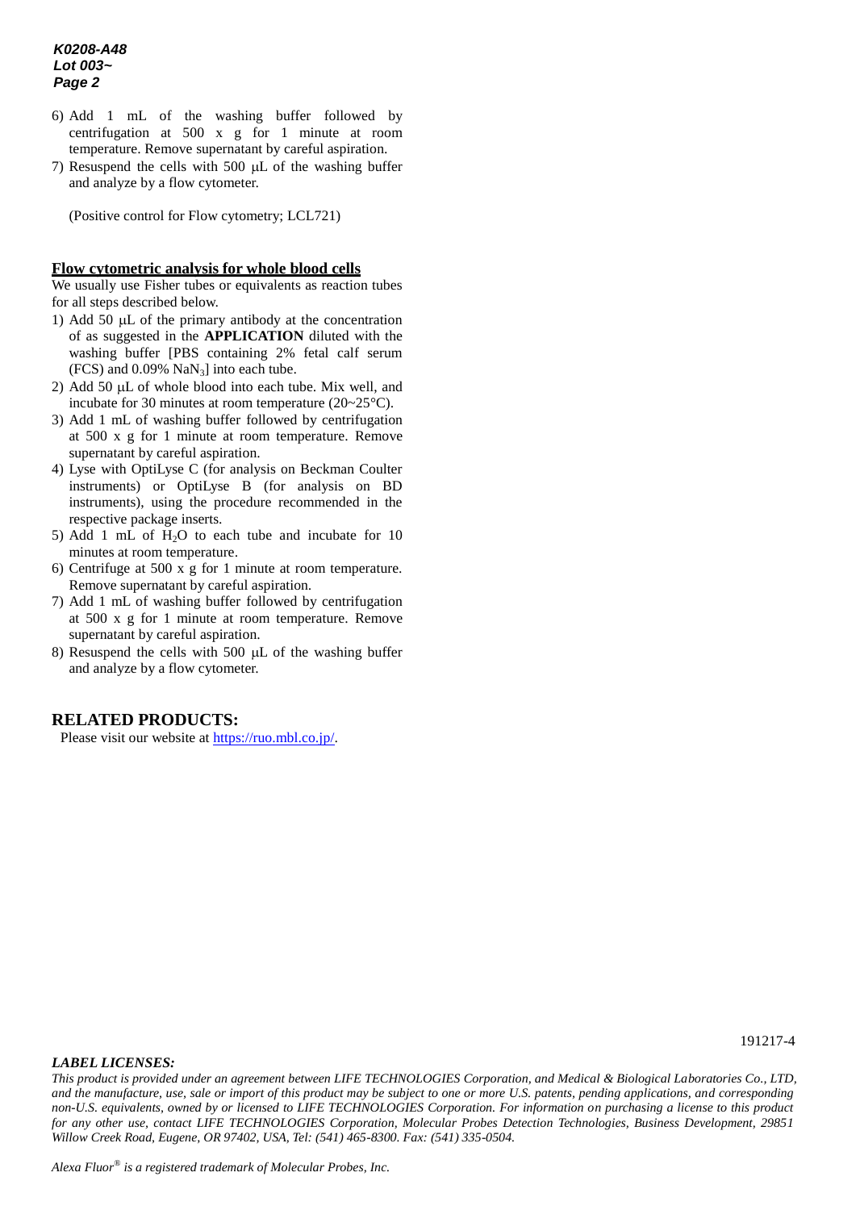6) Add 1 mL of the washing buffer followed by centrifugation at 500 x g for 1 minute at room temperature. Remove supernatant by careful aspiration.
7) Resuspend the cells with 500 μL of the washing buffer and analyze by a flow cytometer.

(Positive control for Flow cytometry; LCL721)

**Flow cytometric analysis for whole blood cells**

We usually use Fisher tubes or equivalents as reaction tubes for all steps described below.

1) Add 50 μL of the primary antibody at the concentration of as suggested in the **APPLICATION** diluted with the washing buffer [PBS containing 2% fetal calf serum (FCS) and 0.09% $NaN_3$] into each tube.
2) Add 50 μL of whole blood into each tube. Mix well, and incubate for 30 minutes at room temperature (20~25°C).
3) Add 1 mL of washing buffer followed by centrifugation at 500 x g for 1 minute at room temperature. Remove supernatant by careful aspiration.
4) Lyse with OptiLyse C (for analysis on Beckman Coulter instruments) or OptiLyse B (for analysis on BD instruments), using the procedure recommended in the respective package inserts.
5) Add 1 mL of $H_2O$ to each tube and incubate for 10 minutes at room temperature.
6) Centrifuge at 500 x g for 1 minute at room temperature. Remove supernatant by careful aspiration.
7) Add 1 mL of washing buffer followed by centrifugation at 500 x g for 1 minute at room temperature. Remove supernatant by careful aspiration.
8) Resuspend the cells with 500 μL of the washing buffer and analyze by a flow cytometer.

## RELATED PRODUCTS:

Please visit our website at https://ruo.mbl.co.jp/.

191217-4

***LABEL LICENSES:***

*This product is provided under an agreement between LIFE TECHNOLOGIES Corporation, and Medical & Biological Laboratories Co., LTD, and the manufacture, use, sale or import of this product may be subject to one or more U.S. patents, pending applications, and corresponding non-U.S. equivalents, owned by or licensed to LIFE TECHNOLOGIES Corporation. For information on purchasing a license to this product for any other use, contact LIFE TECHNOLOGIES Corporation, Molecular Probes Detection Technologies, Business Development, 29851 Willow Creek Road, Eugene, OR 97402, USA, Tel: (541) 465-8300. Fax: (541) 335-0504.*

*Alexa Fluor® is a registered trademark of Molecular Probes, Inc.*